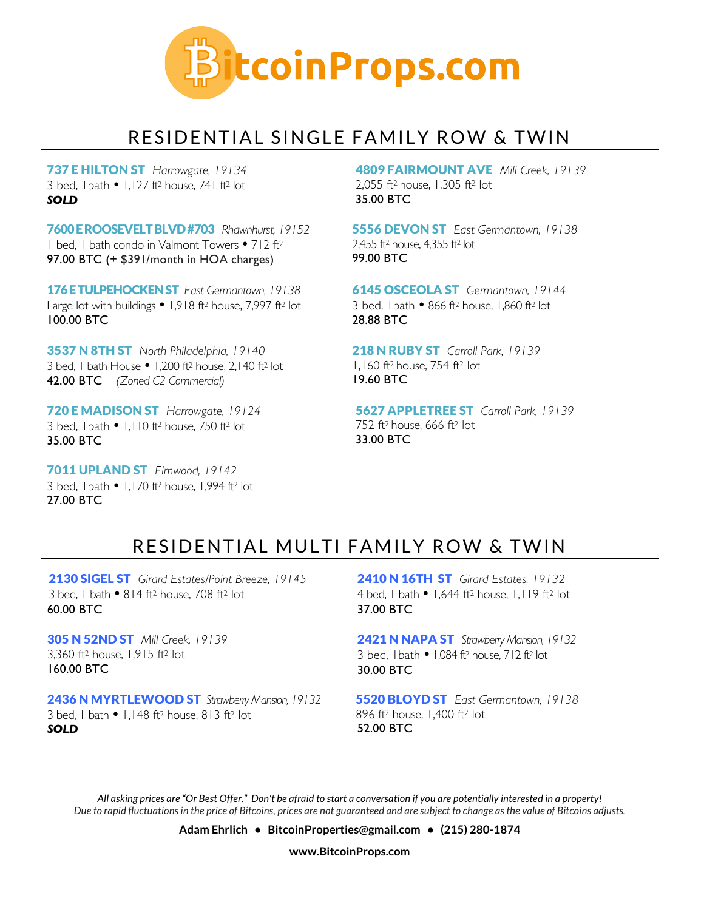# BitcoinProps.com

## RESIDENTIAL SINGLE FAMILY ROW & TWIN

**737 E HILTON ST** *Harrowgate, 19134*
3 bed, 1bath • 1,127 ft² house, 741 ft² lot
***SOLD***

**7600 E ROOSEVELT BLVD #703** *Rhawnhurst, 19152*
1 bed, 1 bath condo in Valmont Towers • 712 ft²
97.00 BTC (+ $391/month in HOA charges)

**176 E TULPEHOCKEN ST** *East Germantown, 19138*
Large lot with buildings • 1,918 ft² house, 7,997 ft² lot
100.00 BTC

**3537 N 8TH ST** *North Philadelphia, 19140*
3 bed, 1 bath House • 1,200 ft² house, 2,140 ft² lot
42.00 BTC *(Zoned C2 Commercial)*

**720 E MADISON ST** *Harrowgate, 19124*
3 bed, 1bath • 1,110 ft² house, 750 ft² lot
35.00 BTC

**7011 UPLAND ST** *Elmwood, 19142*
3 bed, 1bath • 1,170 ft² house, 1,994 ft² lot
27.00 BTC

**4809 FAIRMOUNT AVE** *Mill Creek, 19139*
2,055 ft² house, 1,305 ft² lot
35.00 BTC

**5556 DEVON ST** *East Germantown, 19138*
2,455 ft² house, 4,355 ft² lot
99.00 BTC

**6145 OSCEOLA ST** *Germantown, 19144*
3 bed, 1bath • 866 ft² house, 1,860 ft² lot
28.88 BTC

**218 N RUBY ST** *Carroll Park, 19139*
1,160 ft² house, 754 ft² lot
19.60 BTC

**5627 APPLETREE ST** *Carroll Park, 19139*
752 ft² house, 666 ft² lot
33.00 BTC

## RESIDENTIAL MULTI FAMILY ROW & TWIN

**2130 SIGEL ST** *Girard Estates/Point Breeze, 19145*
3 bed, 1 bath • 814 ft² house, 708 ft² lot
60.00 BTC

**305 N 52ND ST** *Mill Creek, 19139*
3,360 ft² house, 1,915 ft² lot
160.00 BTC

**2436 N MYRTLEWOOD ST** *Strawberry Mansion, 19132*
3 bed, 1 bath • 1,148 ft² house, 813 ft² lot
***SOLD***

**2410 N 16TH ST** *Girard Estates, 19132*
4 bed, 1 bath • 1,644 ft² house, 1,119 ft² lot
37.00 BTC

**2421 N NAPA ST** *Strawberry Mansion, 19132*
3 bed, 1bath • 1,084 ft² house, 712 ft² lot
30.00 BTC

**5520 BLOYD ST** *East Germantown, 19138*
896 ft² house, 1,400 ft² lot
52.00 BTC

*All asking prices are "Or Best Offer." Don't be afraid to start a conversation if you are potentially interested in a property!*
*Due to rapid fluctuations in the price of Bitcoins, prices are not guaranteed and are subject to change as the value of Bitcoins adjusts.*

**Adam Ehrlich • BitcoinProperties@gmail.com • (215) 280-1874**

**www.BitcoinProps.com**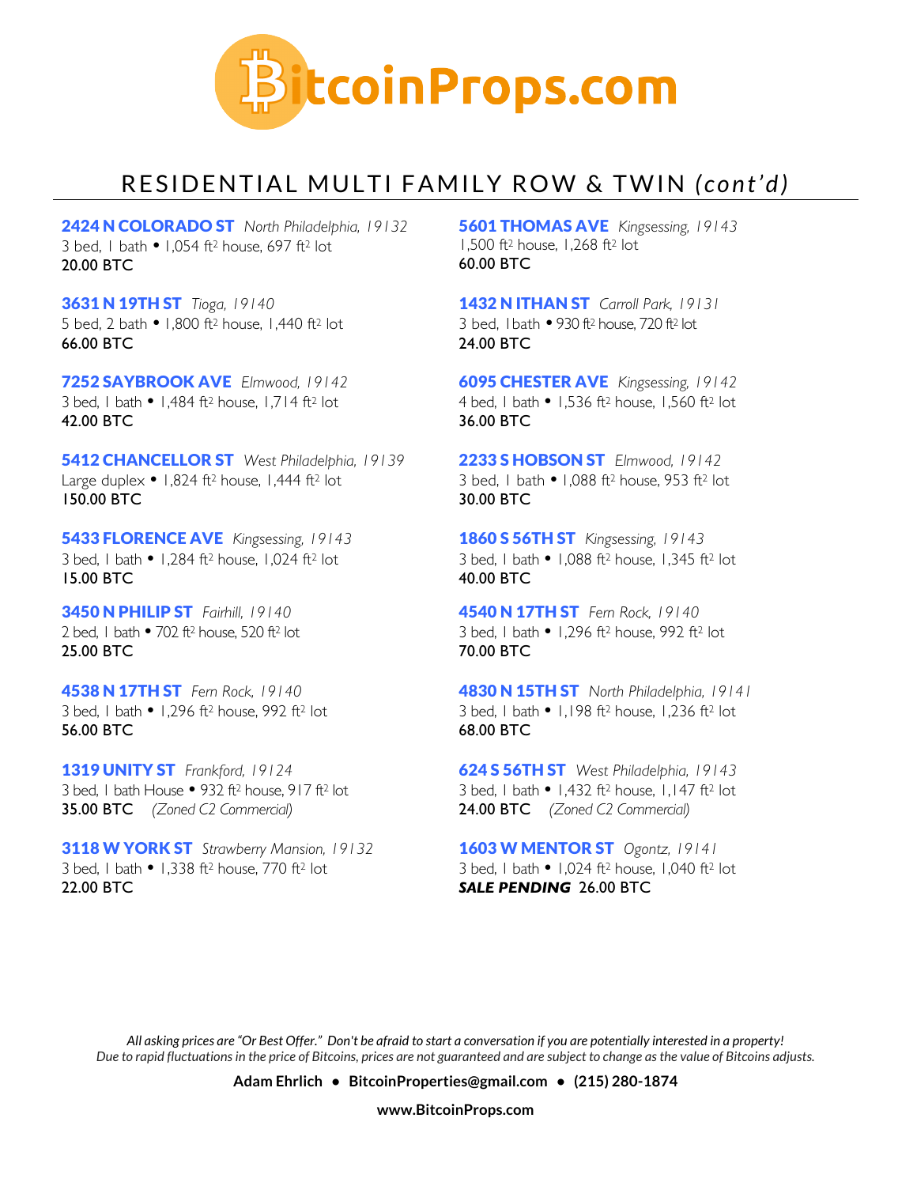# BitcoinProps.com

## RESIDENTIAL MULTI FAMILY ROW & TWIN *(cont'd)*

**2424 N COLORADO ST** *North Philadelphia, 19132*
3 bed, 1 bath • 1,054 ft² house, 697 ft² lot
20.00 BTC

**3631 N 19TH ST** *Tioga, 19140*
5 bed, 2 bath • 1,800 ft² house, 1,440 ft² lot
66.00 BTC

**7252 SAYBROOK AVE** *Elmwood, 19142*
3 bed, 1 bath • 1,484 ft² house, 1,714 ft² lot
42.00 BTC

**5412 CHANCELLOR ST** *West Philadelphia, 19139*
Large duplex • 1,824 ft² house, 1,444 ft² lot
150.00 BTC

**5433 FLORENCE AVE** *Kingsessing, 19143*
3 bed, 1 bath • 1,284 ft² house, 1,024 ft² lot
15.00 BTC

**3450 N PHILIP ST** *Fairhill, 19140*
2 bed, 1 bath • 702 ft² house, 520 ft² lot
25.00 BTC

**4538 N 17TH ST** *Fern Rock, 19140*
3 bed, 1 bath • 1,296 ft² house, 992 ft² lot
56.00 BTC

**1319 UNITY ST** *Frankford, 19124*
3 bed, 1 bath House • 932 ft² house, 917 ft² lot
35.00 BTC *(Zoned C2 Commercial)*

**3118 W YORK ST** *Strawberry Mansion, 19132*
3 bed, 1 bath • 1,338 ft² house, 770 ft² lot
22.00 BTC

**5601 THOMAS AVE** *Kingsessing, 19143*
1,500 ft² house, 1,268 ft² lot
60.00 BTC

**1432 N ITHAN ST** *Carroll Park, 19131*
3 bed, 1bath • 930 ft² house, 720 ft² lot
24.00 BTC

**6095 CHESTER AVE** *Kingsessing, 19142*
4 bed, 1 bath • 1,536 ft² house, 1,560 ft² lot
36.00 BTC

**2233 S HOBSON ST** *Elmwood, 19142*
3 bed, 1 bath • 1,088 ft² house, 953 ft² lot
30.00 BTC

**1860 S 56TH ST** *Kingsessing, 19143*
3 bed, 1 bath • 1,088 ft² house, 1,345 ft² lot
40.00 BTC

**4540 N 17TH ST** *Fern Rock, 19140*
3 bed, 1 bath • 1,296 ft² house, 992 ft² lot
70.00 BTC

**4830 N 15TH ST** *North Philadelphia, 19141*
3 bed, 1 bath • 1,198 ft² house, 1,236 ft² lot
68.00 BTC

**624 S 56TH ST** *West Philadelphia, 19143*
3 bed, 1 bath • 1,432 ft² house, 1,147 ft² lot
24.00 BTC *(Zoned C2 Commercial)*

**1603 W MENTOR ST** *Ogontz, 19141*
3 bed, 1 bath • 1,024 ft² house, 1,040 ft² lot
***SALE PENDING*** 26.00 BTC

*All asking prices are "Or Best Offer." Don't be afraid to start a conversation if you are potentially interested in a property!*
*Due to rapid fluctuations in the price of Bitcoins, prices are not guaranteed and are subject to change as the value of Bitcoins adjusts.*

**Adam Ehrlich • BitcoinProperties@gmail.com • (215) 280-1874**

**www.BitcoinProps.com**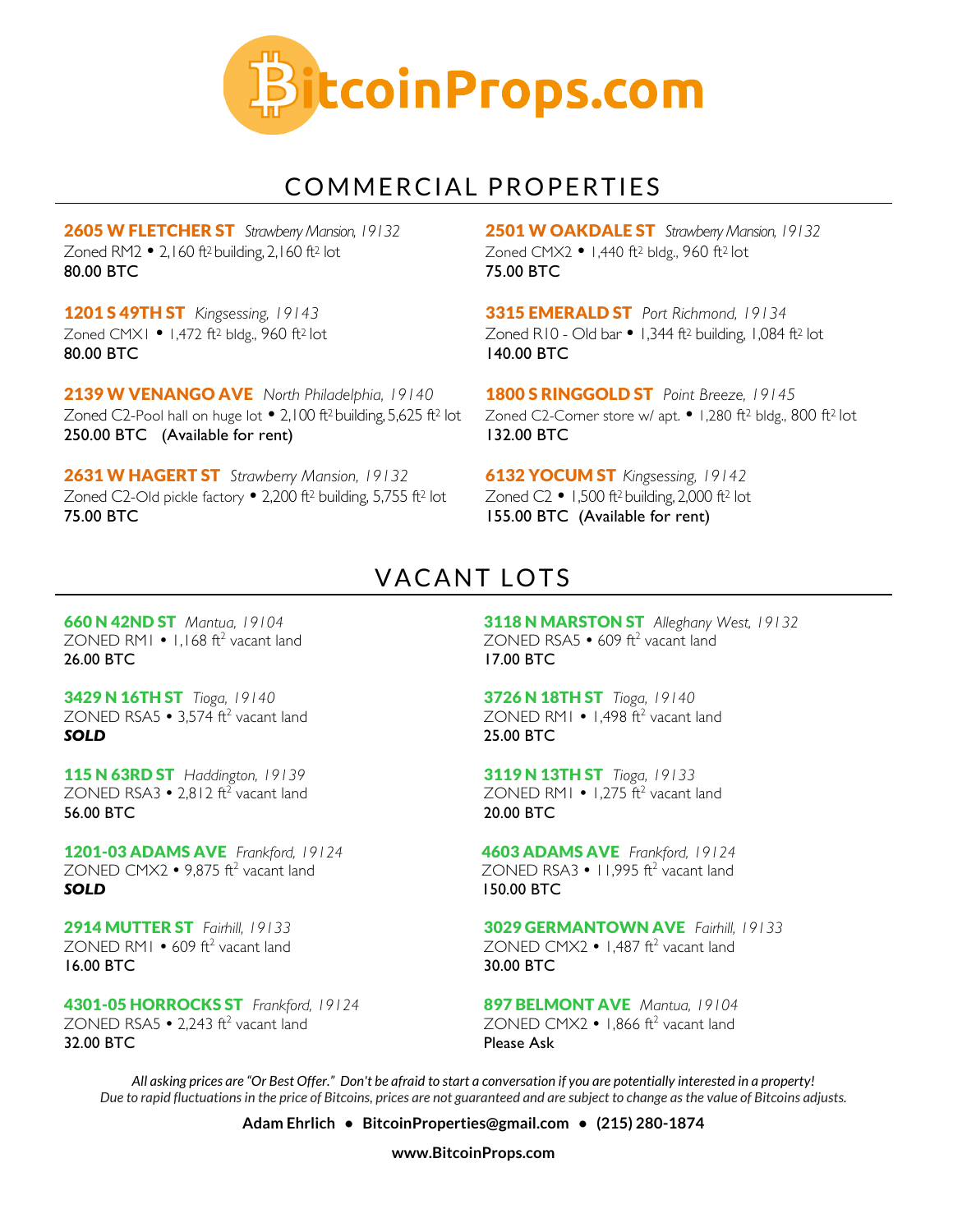# BitcoinProps.com

## COMMERCIAL PROPERTIES

**2605 W FLETCHER ST** *Strawberry Mansion, 19132*
Zoned RM2 • 2,160 ft² building, 2,160 ft² lot
**80.00 BTC**

**1201 S 49TH ST** *Kingsessing, 19143*
Zoned CMX1 • 1,472 ft² bldg., 960 ft² lot
**80.00 BTC**

**2139 W VENANGO AVE** *North Philadelphia, 19140*
Zoned C2-Pool hall on huge lot • 2,100 ft² building, 5,625 ft² lot
**250.00 BTC (Available for rent)**

**2631 W HAGERT ST** *Strawberry Mansion, 19132*
Zoned C2-Old pickle factory • 2,200 ft² building, 5,755 ft² lot
**75.00 BTC**

**2501 W OAKDALE ST** *Strawberry Mansion, 19132*
Zoned CMX2 • 1,440 ft² bldg., 960 ft² lot
**75.00 BTC**

**3315 EMERALD ST** *Port Richmond, 19134*
Zoned R10 - Old bar • 1,344 ft² building, 1,084 ft² lot
**140.00 BTC**

**1800 S RINGGOLD ST** *Point Breeze, 19145*
Zoned C2-Corner store w/ apt. • 1,280 ft² bldg., 800 ft² lot
**132.00 BTC**

**6132 YOCUM ST** *Kingsessing, 19142*
Zoned C2 • 1,500 ft² building, 2,000 ft² lot
**155.00 BTC (Available for rent)**

## VACANT LOTS

**660 N 42ND ST** *Mantua, 19104*
ZONED RM1 • 1,168 ft² vacant land
**26.00 BTC**

**3429 N 16TH ST** *Tioga, 19140*
ZONED RSA5 • 3,574 ft² vacant land
***SOLD***

**115 N 63RD ST** *Haddington, 19139*
ZONED RSA3 • 2,812 ft² vacant land
**56.00 BTC**

**1201-03 ADAMS AVE** *Frankford, 19124*
ZONED CMX2 • 9,875 ft² vacant land
***SOLD***

**2914 MUTTER ST** *Fairhill, 19133*
ZONED RM1 • 609 ft² vacant land
**16.00 BTC**

**4301-05 HORROCKS ST** *Frankford, 19124*
ZONED RSA5 • 2,243 ft² vacant land
**32.00 BTC**

**3118 N MARSTON ST** *Alleghany West, 19132*
ZONED RSA5 • 609 ft² vacant land
**17.00 BTC**

**3726 N 18TH ST** *Tioga, 19140*
ZONED RM1 • 1,498 ft² vacant land
**25.00 BTC**

**3119 N 13TH ST** *Tioga, 19133*
ZONED RM1 • 1,275 ft² vacant land
**20.00 BTC**

**4603 ADAMS AVE** *Frankford, 19124*
ZONED RSA3 • 11,995 ft² vacant land
**150.00 BTC**

**3029 GERMANTOWN AVE** *Fairhill, 19133*
ZONED CMX2 • 1,487 ft² vacant land
**30.00 BTC**

**897 BELMONT AVE** *Mantua, 19104*
ZONED CMX2 • 1,866 ft² vacant land
**Please Ask**

*All asking prices are "Or Best Offer." Don't be afraid to start a conversation if you are potentially interested in a property!*
*Due to rapid fluctuations in the price of Bitcoins, prices are not guaranteed and are subject to change as the value of Bitcoins adjusts.*

**Adam Ehrlich • BitcoinProperties@gmail.com • (215) 280-1874**

**www.BitcoinProps.com**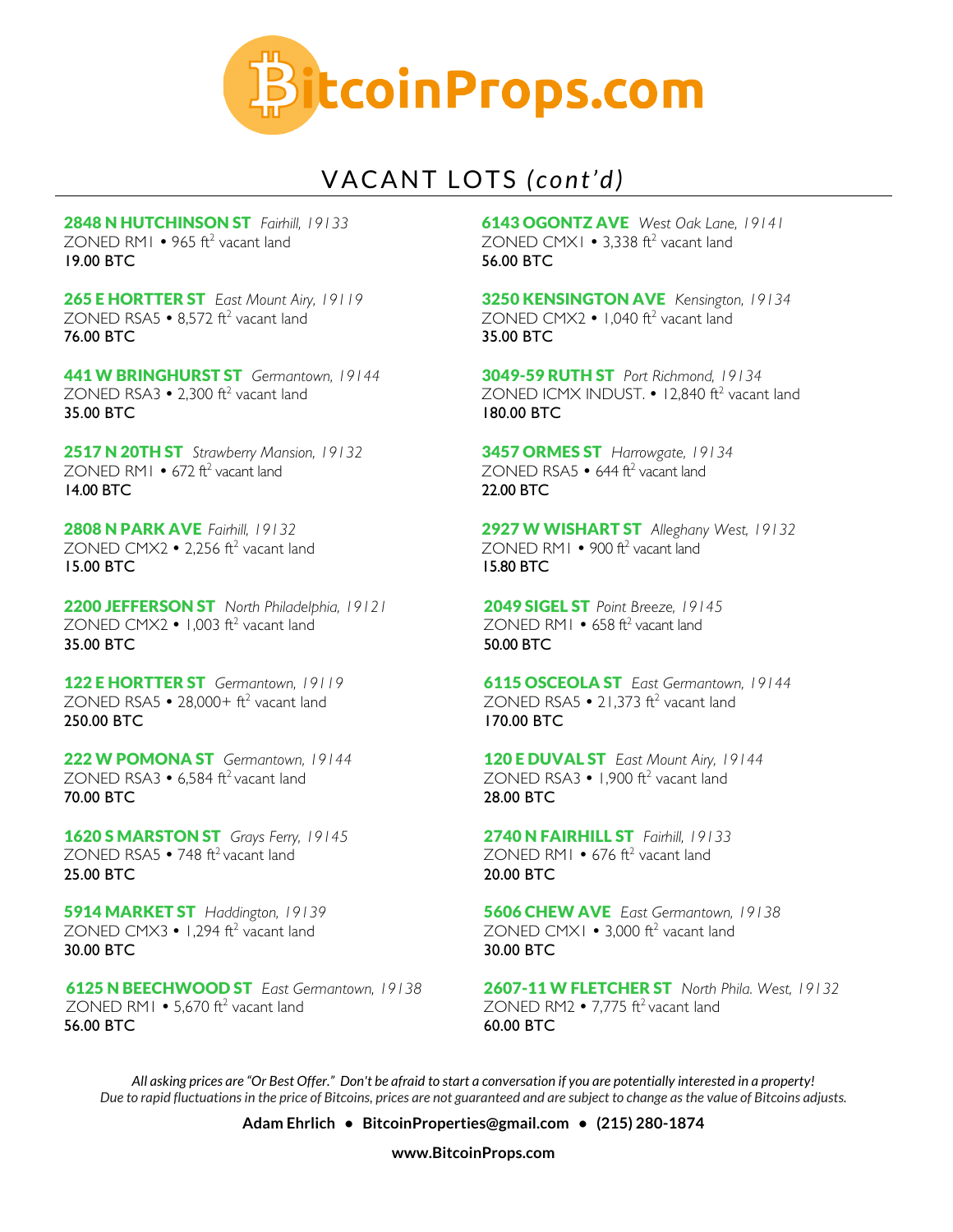# BitcoinProps.com

## VACANT LOTS *(cont'd)*

**2848 N HUTCHINSON ST** *Fairhill, 19133*
ZONED RM1 • 965 ft$^2$ vacant land
**19.00 BTC**

**265 E HORTTER ST** *East Mount Airy, 19119*
ZONED RSA5 • 8,572 ft$^2$ vacant land
**76.00 BTC**

**441 W BRINGHURST ST** *Germantown, 19144*
ZONED RSA3 • 2,300 ft$^2$ vacant land
**35.00 BTC**

**2517 N 20TH ST** *Strawberry Mansion, 19132*
ZONED RM1 • 672 ft$^2$ vacant land
**14.00 BTC**

**2808 N PARK AVE** *Fairhill, 19132*
ZONED CMX2 • 2,256 ft$^2$ vacant land
**15.00 BTC**

**2200 JEFFERSON ST** *North Philadelphia, 19121*
ZONED CMX2 • 1,003 ft$^2$ vacant land
**35.00 BTC**

**122 E HORTTER ST** *Germantown, 19119*
ZONED RSA5 • 28,000+ ft$^2$ vacant land
**250.00 BTC**

**222 W POMONA ST** *Germantown, 19144*
ZONED RSA3 • 6,584 ft$^2$ vacant land
**70.00 BTC**

**1620 S MARSTON ST** *Grays Ferry, 19145*
ZONED RSA5 • 748 ft$^2$ vacant land
**25.00 BTC**

**5914 MARKET ST** *Haddington, 19139*
ZONED CMX3 • 1,294 ft$^2$ vacant land
**30.00 BTC**

**6125 N BEECHWOOD ST** *East Germantown, 19138*
ZONED RM1 • 5,670 ft$^2$ vacant land
**56.00 BTC**

**6143 OGONTZ AVE** *West Oak Lane, 19141*
ZONED CMX1 • 3,338 ft$^2$ vacant land
**56.00 BTC**

**3250 KENSINGTON AVE** *Kensington, 19134*
ZONED CMX2 • 1,040 ft$^2$ vacant land
**35.00 BTC**

**3049-59 RUTH ST** *Port Richmond, 19134*
ZONED ICMX INDUST. • 12,840 ft$^2$ vacant land
**180.00 BTC**

**3457 ORMES ST** *Harrowgate, 19134*
ZONED RSA5 • 644 ft$^2$ vacant land
**22.00 BTC**

**2927 W WISHART ST** *Alleghany West, 19132*
ZONED RM1 • 900 ft$^2$ vacant land
**15.80 BTC**

**2049 SIGEL ST** *Point Breeze, 19145*
ZONED RM1 • 658 ft$^2$ vacant land
**50.00 BTC**

**6115 OSCEOLA ST** *East Germantown, 19144*
ZONED RSA5 • 21,373 ft$^2$ vacant land
**170.00 BTC**

**120 E DUVAL ST** *East Mount Airy, 19144*
ZONED RSA3 • 1,900 ft$^2$ vacant land
**28.00 BTC**

**2740 N FAIRHILL ST** *Fairhill, 19133*
ZONED RM1 • 676 ft$^2$ vacant land
**20.00 BTC**

**5606 CHEW AVE** *East Germantown, 19138*
ZONED CMX1 • 3,000 ft$^2$ vacant land
**30.00 BTC**

**2607-11 W FLETCHER ST** *North Phila. West, 19132*
ZONED RM2 • 7,775 ft$^2$ vacant land
**60.00 BTC**

*All asking prices are "Or Best Offer." Don't be afraid to start a conversation if you are potentially interested in a property!*
*Due to rapid fluctuations in the price of Bitcoins, prices are not guaranteed and are subject to change as the value of Bitcoins adjusts.*

**Adam Ehrlich • BitcoinProperties@gmail.com • (215) 280-1874**

**www.BitcoinProps.com**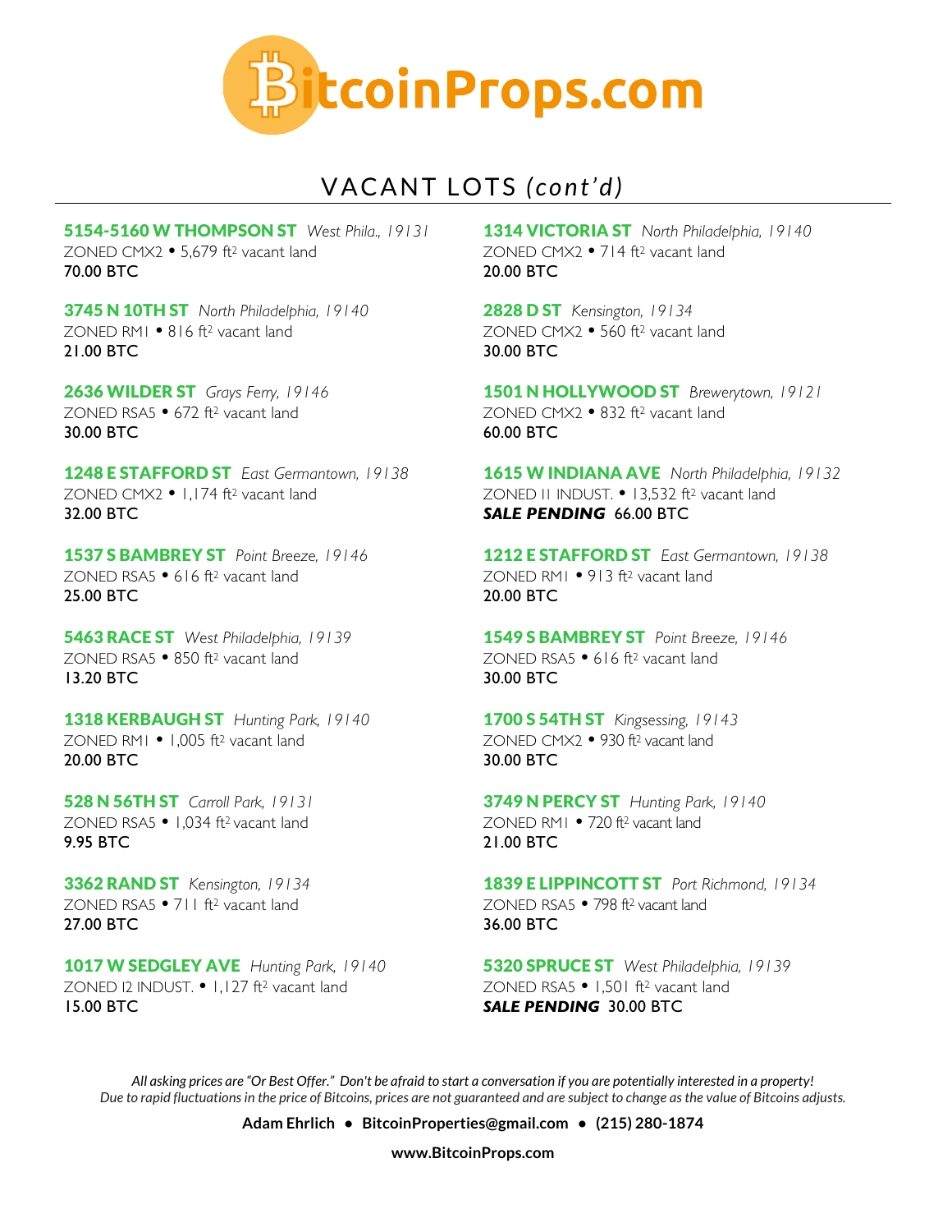# BitcoinProps.com

## VACANT LOTS *(cont'd)*

**5154-5160 W THOMPSON ST** *West Phila., 19131*
ZONED CMX2 • 5,679 $ft^2$ vacant land
**70.00 BTC**

**3745 N 10TH ST** *North Philadelphia, 19140*
ZONED RM1 • 816 $ft^2$ vacant land
**21.00 BTC**

**2636 WILDER ST** *Grays Ferry, 19146*
ZONED RSA5 • 672 $ft^2$ vacant land
**30.00 BTC**

**1248 E STAFFORD ST** *East Germantown, 19138*
ZONED CMX2 • 1,174 $ft^2$ vacant land
**32.00 BTC**

**1537 S BAMBREY ST** *Point Breeze, 19146*
ZONED RSA5 • 616 $ft^2$ vacant land
**25.00 BTC**

**5463 RACE ST** *West Philadelphia, 19139*
ZONED RSA5 • 850 $ft^2$ vacant land
**13.20 BTC**

**1318 KERBAUGH ST** *Hunting Park, 19140*
ZONED RM1 • 1,005 $ft^2$ vacant land
**20.00 BTC**

**528 N 56TH ST** *Carroll Park, 19131*
ZONED RSA5 • 1,034 $ft^2$ vacant land
**9.95 BTC**

**3362 RAND ST** *Kensington, 19134*
ZONED RSA5 • 711 $ft^2$ vacant land
**27.00 BTC**

**1017 W SEDGLEY AVE** *Hunting Park, 19140*
ZONED I2 INDUST. • 1,127 $ft^2$ vacant land
**15.00 BTC**

**1314 VICTORIA ST** *North Philadelphia, 19140*
ZONED CMX2 • 714 $ft^2$ vacant land
**20.00 BTC**

**2828 D ST** *Kensington, 19134*
ZONED CMX2 • 560 $ft^2$ vacant land
**30.00 BTC**

**1501 N HOLLYWOOD ST** *Brewerytown, 19121*
ZONED CMX2 • 832 $ft^2$ vacant land
**60.00 BTC**

**1615 W INDIANA AVE** *North Philadelphia, 19132*
ZONED I1 INDUST. • 13,532 $ft^2$ vacant land
***SALE PENDING*** **66.00 BTC**

**1212 E STAFFORD ST** *East Germantown, 19138*
ZONED RM1 • 913 $ft^2$ vacant land
**20.00 BTC**

**1549 S BAMBREY ST** *Point Breeze, 19146*
ZONED RSA5 • 616 $ft^2$ vacant land
**30.00 BTC**

**1700 S 54TH ST** *Kingsessing, 19143*
ZONED CMX2 • 930 $ft^2$ vacant land
**30.00 BTC**

**3749 N PERCY ST** *Hunting Park, 19140*
ZONED RM1 • 720 $ft^2$ vacant land
**21.00 BTC**

**1839 E LIPPINCOTT ST** *Port Richmond, 19134*
ZONED RSA5 • 798 $ft^2$ vacant land
**36.00 BTC**

**5320 SPRUCE ST** *West Philadelphia, 19139*
ZONED RSA5 • 1,501 $ft^2$ vacant land
***SALE PENDING*** **30.00 BTC**

*All asking prices are "Or Best Offer." Don't be afraid to start a conversation if you are potentially interested in a property! Due to rapid fluctuations in the price of Bitcoins, prices are not guaranteed and are subject to change as the value of Bitcoins adjusts.*

**Adam Ehrlich • BitcoinProperties@gmail.com • (215) 280-1874**

**www.BitcoinProps.com**